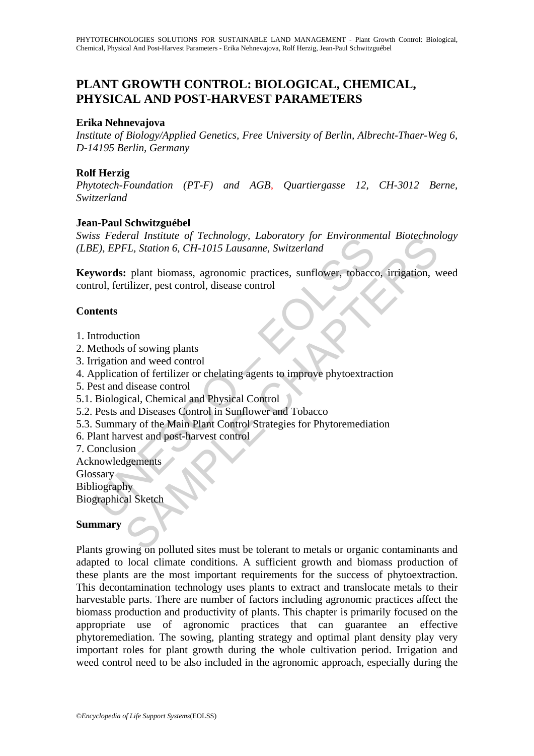# PLANT GROWTH CONTROL: BIOLOGICAL, CHEMICAL, PHYSICAL AND POST-HARVEST PARAMETERS

**Erika Nehnevajova**

*Institute of Biology/Applied Genetics, Free University of Berlin, Albrecht-Thaer-Weg 6, D-14195 Berlin, Germany*

**Rolf Herzig**

*Phytotech-Foundation (PT-F) and AGB, Quartiergasse 12, CH-3012 Berne, Switzerland*

**Jean-Paul Schwitzguébel**

*Swiss Federal Institute of Technology, Laboratory for Environmental Biotechnology (LBE), EPFL, Station 6, CH-1015 Lausanne, Switzerland*

**Keywords:** plant biomass, agronomic practices, sunflower, tobacco, irrigation, weed control, fertilizer, pest control, disease control

## Contents

1. Introduction
2. Methods of sowing plants
3. Irrigation and weed control
4. Application of fertilizer or chelating agents to improve phytoextraction
5. Pest and disease control
5.1. Biological, Chemical and Physical Control
5.2. Pests and Diseases Control in Sunflower and Tobacco
5.3. Summary of the Main Plant Control Strategies for Phytoremediation
6. Plant harvest and post-harvest control
7. Conclusion

Acknowledgements
Glossary
Bibliography
Biographical Sketch

## Summary

Plants growing on polluted sites must be tolerant to metals or organic contaminants and adapted to local climate conditions. A sufficient growth and biomass production of these plants are the most important requirements for the success of phytoextraction. This decontamination technology uses plants to extract and translocate metals to their harvestable parts. There are number of factors including agronomic practices affect the biomass production and productivity of plants. This chapter is primarily focused on the appropriate use of agronomic practices that can guarantee an effective phytoremediation. The sowing, planting strategy and optimal plant density play very important roles for plant growth during the whole cultivation period. Irrigation and weed control need to be also included in the agronomic approach, especially during the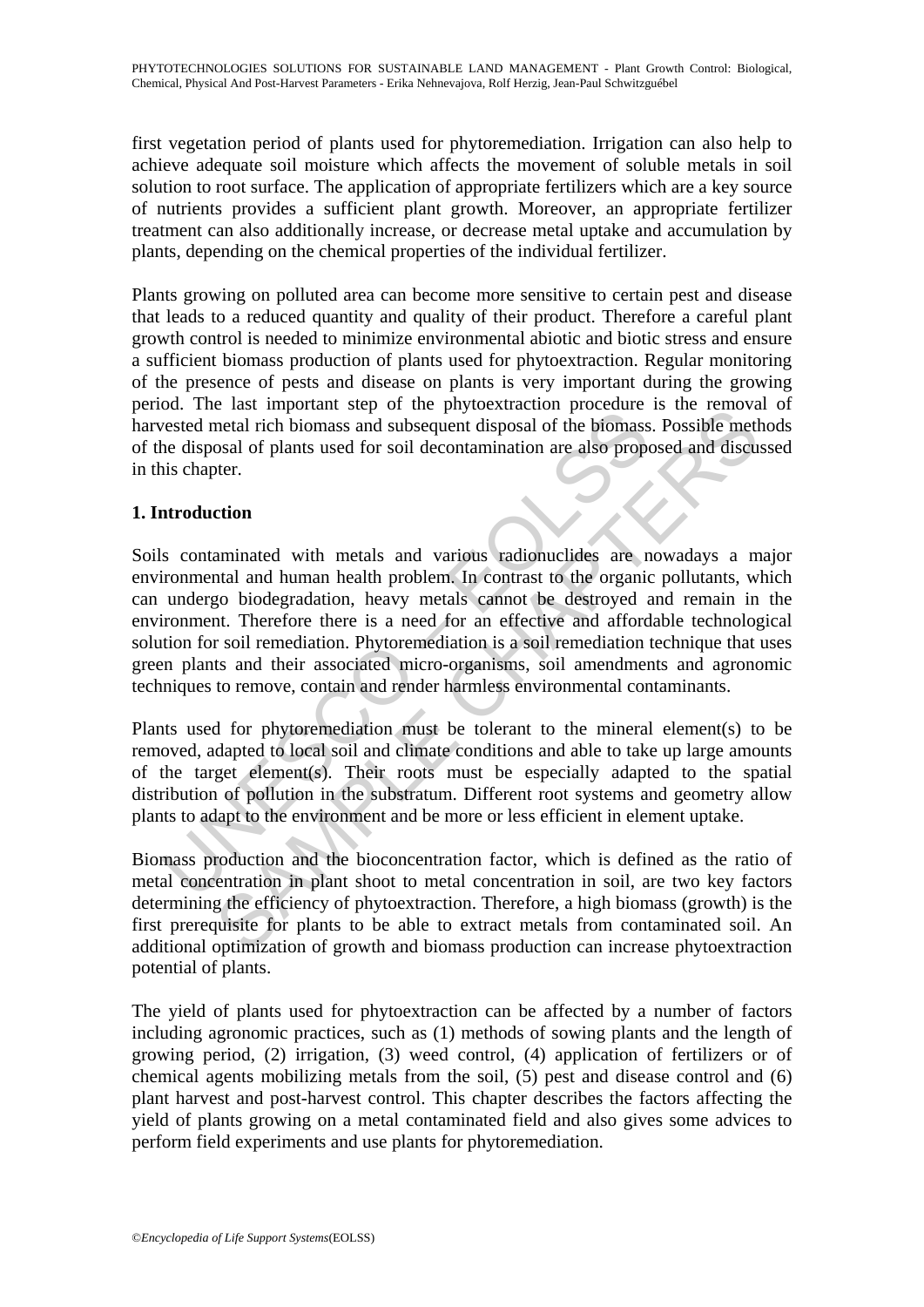first vegetation period of plants used for phytoremediation. Irrigation can also help to achieve adequate soil moisture which affects the movement of soluble metals in soil solution to root surface. The application of appropriate fertilizers which are a key source of nutrients provides a sufficient plant growth. Moreover, an appropriate fertilizer treatment can also additionally increase, or decrease metal uptake and accumulation by plants, depending on the chemical properties of the individual fertilizer.

Plants growing on polluted area can become more sensitive to certain pest and disease that leads to a reduced quantity and quality of their product. Therefore a careful plant growth control is needed to minimize environmental abiotic and biotic stress and ensure a sufficient biomass production of plants used for phytoextraction. Regular monitoring of the presence of pests and disease on plants is very important during the growing period. The last important step of the phytoextraction procedure is the removal of harvested metal rich biomass and subsequent disposal of the biomass. Possible methods of the disposal of plants used for soil decontamination are also proposed and discussed in this chapter.

## 1. Introduction

Soils contaminated with metals and various radionuclides are nowadays a major environmental and human health problem. In contrast to the organic pollutants, which can undergo biodegradation, heavy metals cannot be destroyed and remain in the environment. Therefore there is a need for an effective and affordable technological solution for soil remediation. Phytoremediation is a soil remediation technique that uses green plants and their associated micro-organisms, soil amendments and agronomic techniques to remove, contain and render harmless environmental contaminants.

Plants used for phytoremediation must be tolerant to the mineral element(s) to be removed, adapted to local soil and climate conditions and able to take up large amounts of the target element(s). Their roots must be especially adapted to the spatial distribution of pollution in the substratum. Different root systems and geometry allow plants to adapt to the environment and be more or less efficient in element uptake.

Biomass production and the bioconcentration factor, which is defined as the ratio of metal concentration in plant shoot to metal concentration in soil, are two key factors determining the efficiency of phytoextraction. Therefore, a high biomass (growth) is the first prerequisite for plants to be able to extract metals from contaminated soil. An additional optimization of growth and biomass production can increase phytoextraction potential of plants.

The yield of plants used for phytoextraction can be affected by a number of factors including agronomic practices, such as (1) methods of sowing plants and the length of growing period, (2) irrigation, (3) weed control, (4) application of fertilizers or of chemical agents mobilizing metals from the soil, (5) pest and disease control and (6) plant harvest and post-harvest control. This chapter describes the factors affecting the yield of plants growing on a metal contaminated field and also gives some advices to perform field experiments and use plants for phytoremediation.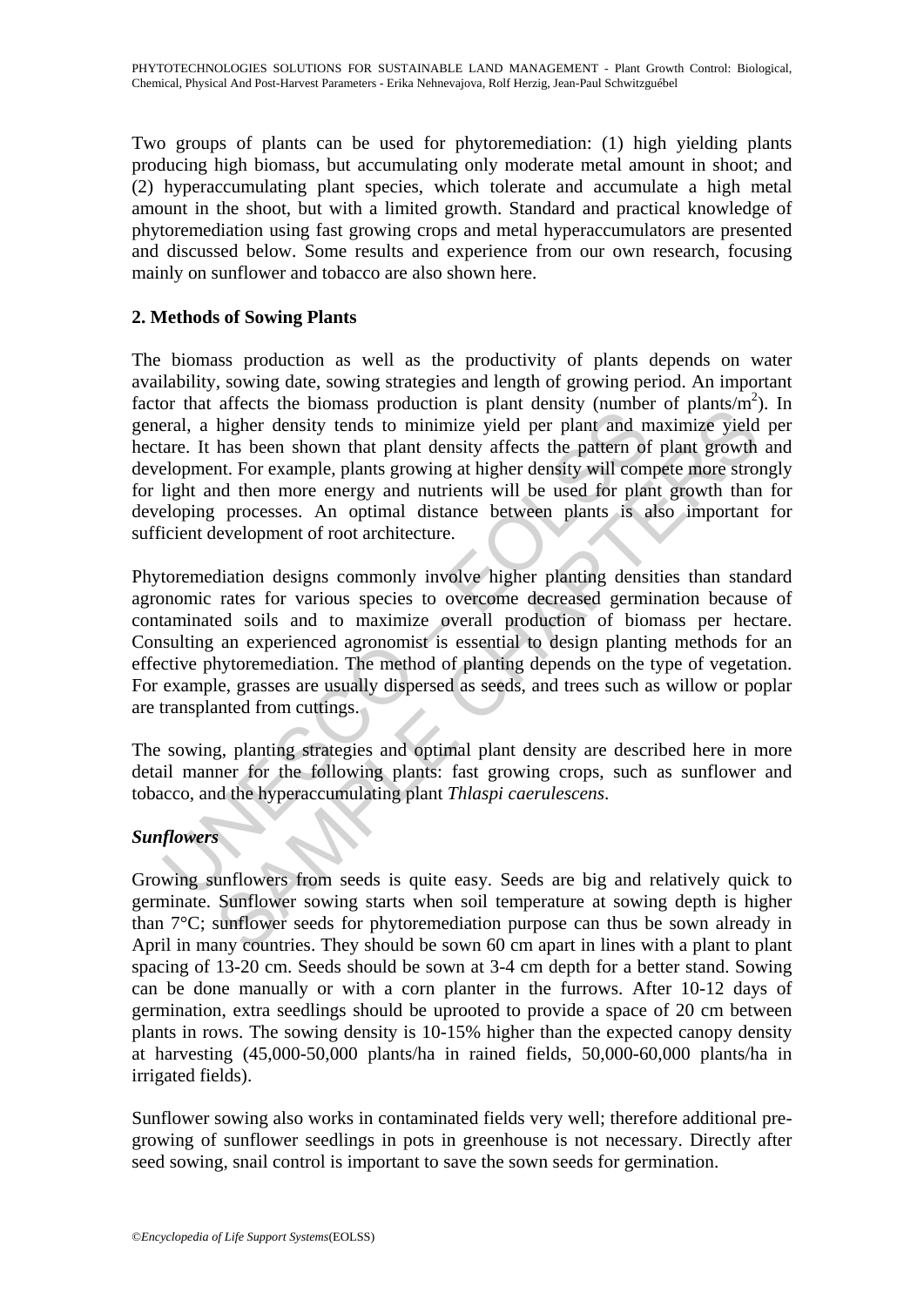Two groups of plants can be used for phytoremediation: (1) high yielding plants producing high biomass, but accumulating only moderate metal amount in shoot; and (2) hyperaccumulating plant species, which tolerate and accumulate a high metal amount in the shoot, but with a limited growth. Standard and practical knowledge of phytoremediation using fast growing crops and metal hyperaccumulators are presented and discussed below. Some results and experience from our own research, focusing mainly on sunflower and tobacco are also shown here.

## 2. Methods of Sowing Plants

The biomass production as well as the productivity of plants depends on water availability, sowing date, sowing strategies and length of growing period. An important factor that affects the biomass production is plant density (number of plants/$m^2$). In general, a higher density tends to minimize yield per plant and maximize yield per hectare. It has been shown that plant density affects the pattern of plant growth and development. For example, plants growing at higher density will compete more strongly for light and then more energy and nutrients will be used for plant growth than for developing processes. An optimal distance between plants is also important for sufficient development of root architecture.

Phytoremediation designs commonly involve higher planting densities than standard agronomic rates for various species to overcome decreased germination because of contaminated soils and to maximize overall production of biomass per hectare. Consulting an experienced agronomist is essential to design planting methods for an effective phytoremediation. The method of planting depends on the type of vegetation. For example, grasses are usually dispersed as seeds, and trees such as willow or poplar are transplanted from cuttings.

The sowing, planting strategies and optimal plant density are described here in more detail manner for the following plants: fast growing crops, such as sunflower and tobacco, and the hyperaccumulating plant *Thlaspi caerulescens*.

### *Sunflowers*

Growing sunflowers from seeds is quite easy. Seeds are big and relatively quick to germinate. Sunflower sowing starts when soil temperature at sowing depth is higher than 7°C; sunflower seeds for phytoremediation purpose can thus be sown already in April in many countries. They should be sown 60 cm apart in lines with a plant to plant spacing of 13-20 cm. Seeds should be sown at 3-4 cm depth for a better stand. Sowing can be done manually or with a corn planter in the furrows. After 10-12 days of germination, extra seedlings should be uprooted to provide a space of 20 cm between plants in rows. The sowing density is 10-15% higher than the expected canopy density at harvesting (45,000-50,000 plants/ha in rained fields, 50,000-60,000 plants/ha in irrigated fields).

Sunflower sowing also works in contaminated fields very well; therefore additional pre-growing of sunflower seedlings in pots in greenhouse is not necessary. Directly after seed sowing, snail control is important to save the sown seeds for germination.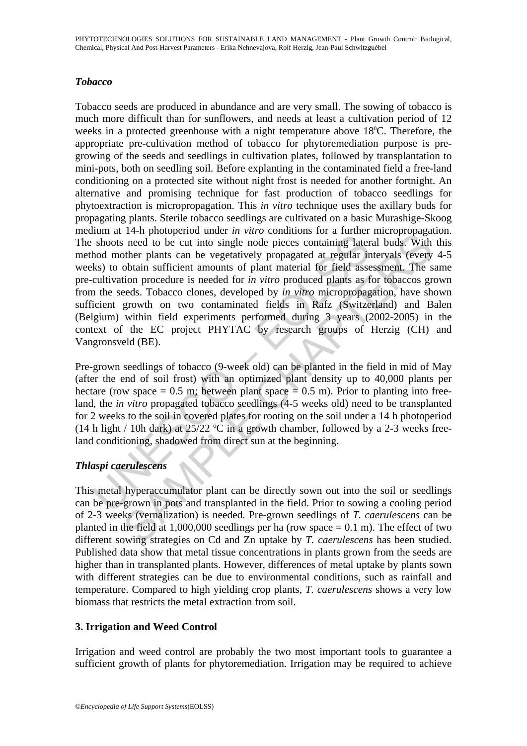### *Tobacco*

Tobacco seeds are produced in abundance and are very small. The sowing of tobacco is much more difficult than for sunflowers, and needs at least a cultivation period of 12 weeks in a protected greenhouse with a night temperature above 18°C. Therefore, the appropriate pre-cultivation method of tobacco for phytoremediation purpose is pre-growing of the seeds and seedlings in cultivation plates, followed by transplantation to mini-pots, both on seedling soil. Before explanting in the contaminated field a free-land conditioning on a protected site without night frost is needed for another fortnight. An alternative and promising technique for fast production of tobacco seedlings for phytoextraction is micropropagation. This *in vitro* technique uses the axillary buds for propagating plants. Sterile tobacco seedlings are cultivated on a basic Murashige-Skoog medium at 14-h photoperiod under *in vitro* conditions for a further micropropagation. The shoots need to be cut into single node pieces containing lateral buds. With this method mother plants can be vegetatively propagated at regular intervals (every 4-5 weeks) to obtain sufficient amounts of plant material for field assessment. The same pre-cultivation procedure is needed for *in vitro* produced plants as for tobaccos grown from the seeds. Tobacco clones, developed by *in vitro* micropropagation, have shown sufficient growth on two contaminated fields in Rafz (Switzerland) and Balen (Belgium) within field experiments performed during 3 years (2002-2005) in the context of the EC project PHYTAC by research groups of Herzig (CH) and Vangronsveld (BE).

Pre-grown seedlings of tobacco (9-week old) can be planted in the field in mid of May (after the end of soil frost) with an optimized plant density up to 40,000 plants per hectare (row space = 0.5 m; between plant space = 0.5 m). Prior to planting into free-land, the *in vitro* propagated tobacco seedlings (4-5 weeks old) need to be transplanted for 2 weeks to the soil in covered plates for rooting on the soil under a 14 h photoperiod (14 h light / 10h dark) at 25/22 ºC in a growth chamber, followed by a 2-3 weeks free-land conditioning, shadowed from direct sun at the beginning.

### *Thlaspi caerulescens*

This metal hyperaccumulator plant can be directly sown out into the soil or seedlings can be pre-grown in pots and transplanted in the field. Prior to sowing a cooling period of 2-3 weeks (vernalization) is needed. Pre-grown seedlings of *T. caerulescens* can be planted in the field at 1,000,000 seedlings per ha (row space = 0.1 m). The effect of two different sowing strategies on Cd and Zn uptake by *T. caerulescens* has been studied. Published data show that metal tissue concentrations in plants grown from the seeds are higher than in transplanted plants. However, differences of metal uptake by plants sown with different strategies can be due to environmental conditions, such as rainfall and temperature. Compared to high yielding crop plants, *T. caerulescens* shows a very low biomass that restricts the metal extraction from soil.

## 3. Irrigation and Weed Control

Irrigation and weed control are probably the two most important tools to guarantee a sufficient growth of plants for phytoremediation. Irrigation may be required to achieve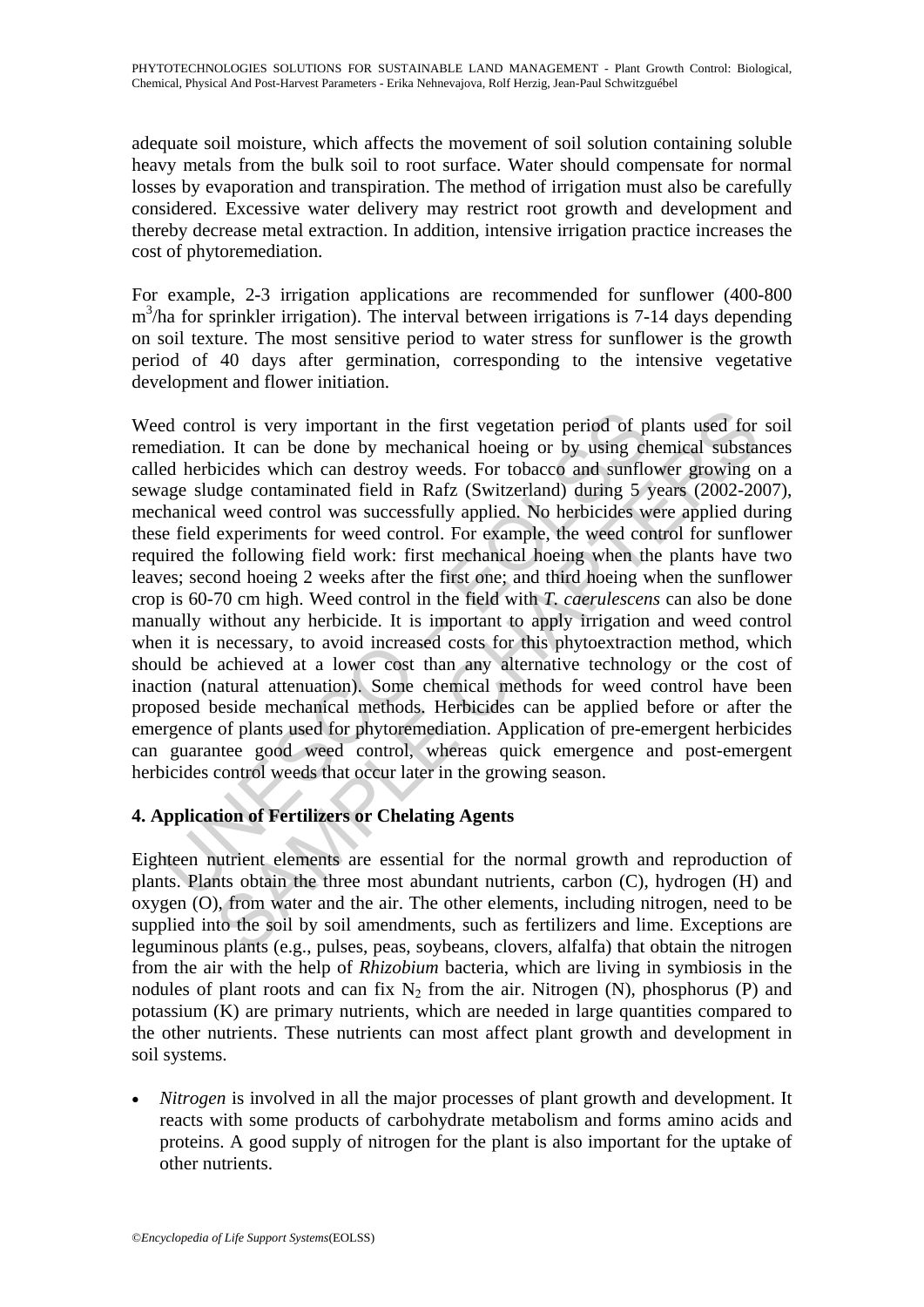adequate soil moisture, which affects the movement of soil solution containing soluble heavy metals from the bulk soil to root surface. Water should compensate for normal losses by evaporation and transpiration. The method of irrigation must also be carefully considered. Excessive water delivery may restrict root growth and development and thereby decrease metal extraction. In addition, intensive irrigation practice increases the cost of phytoremediation.

For example, 2-3 irrigation applications are recommended for sunflower (400-800 $m^3$/ha for sprinkler irrigation). The interval between irrigations is 7-14 days depending on soil texture. The most sensitive period to water stress for sunflower is the growth period of 40 days after germination, corresponding to the intensive vegetative development and flower initiation.

Weed control is very important in the first vegetation period of plants used for soil remediation. It can be done by mechanical hoeing or by using chemical substances called herbicides which can destroy weeds. For tobacco and sunflower growing on a sewage sludge contaminated field in Rafz (Switzerland) during 5 years (2002-2007), mechanical weed control was successfully applied. No herbicides were applied during these field experiments for weed control. For example, the weed control for sunflower required the following field work: first mechanical hoeing when the plants have two leaves; second hoeing 2 weeks after the first one; and third hoeing when the sunflower crop is 60-70 cm high. Weed control in the field with *T. caerulescens* can also be done manually without any herbicide. It is important to apply irrigation and weed control when it is necessary, to avoid increased costs for this phytoextraction method, which should be achieved at a lower cost than any alternative technology or the cost of inaction (natural attenuation). Some chemical methods for weed control have been proposed beside mechanical methods. Herbicides can be applied before or after the emergence of plants used for phytoremediation. Application of pre-emergent herbicides can guarantee good weed control, whereas quick emergence and post-emergent herbicides control weeds that occur later in the growing season.

## 4. Application of Fertilizers or Chelating Agents

Eighteen nutrient elements are essential for the normal growth and reproduction of plants. Plants obtain the three most abundant nutrients, carbon (C), hydrogen (H) and oxygen (O), from water and the air. The other elements, including nitrogen, need to be supplied into the soil by soil amendments, such as fertilizers and lime. Exceptions are leguminous plants (e.g., pulses, peas, soybeans, clovers, alfalfa) that obtain the nitrogen from the air with the help of *Rhizobium* bacteria, which are living in symbiosis in the nodules of plant roots and can fix $N_2$ from the air. Nitrogen (N), phosphorus (P) and potassium (K) are primary nutrients, which are needed in large quantities compared to the other nutrients. These nutrients can most affect plant growth and development in soil systems.

- *Nitrogen* is involved in all the major processes of plant growth and development. It reacts with some products of carbohydrate metabolism and forms amino acids and proteins. A good supply of nitrogen for the plant is also important for the uptake of other nutrients.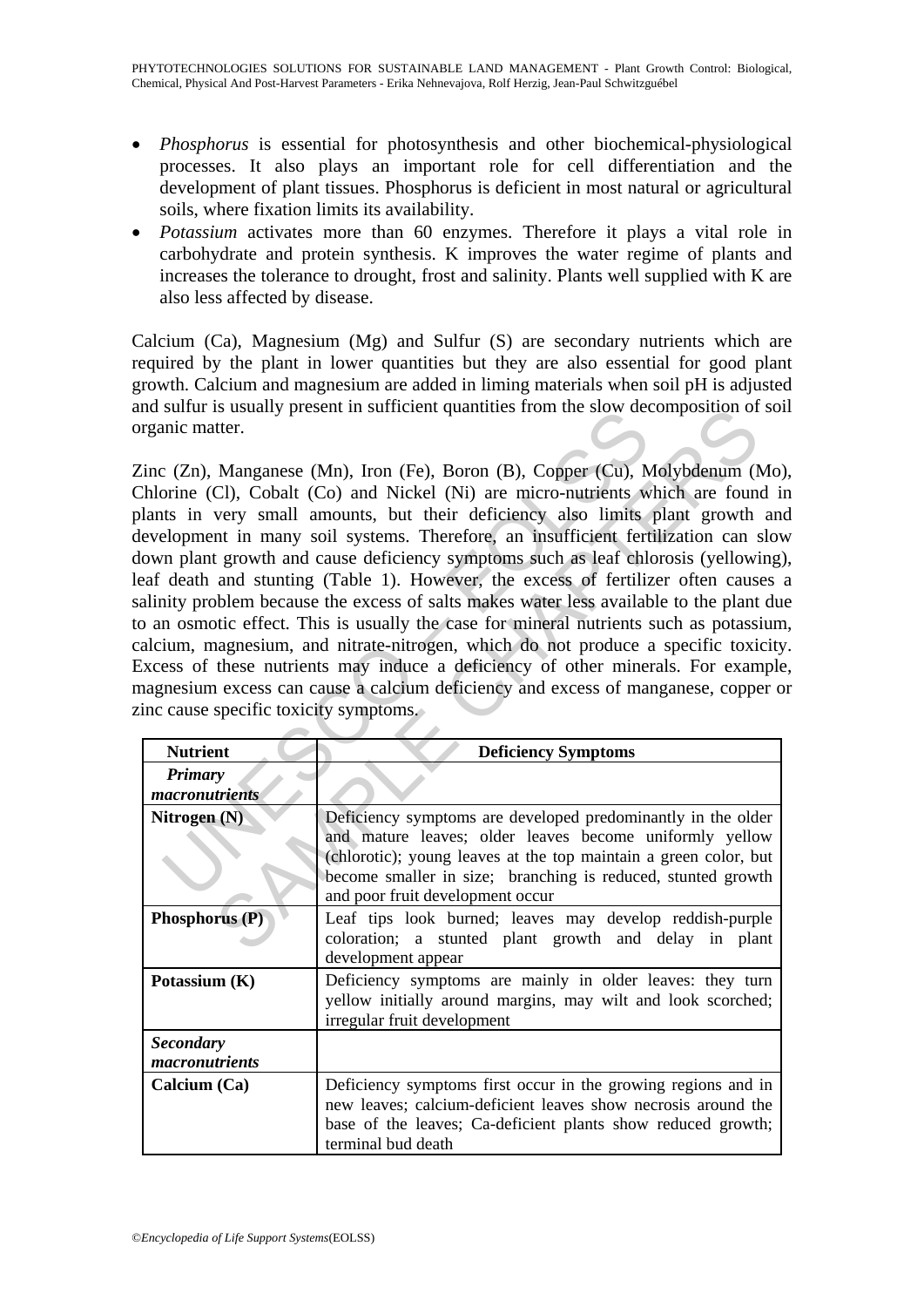- *Phosphorus* is essential for photosynthesis and other biochemical-physiological processes. It also plays an important role for cell differentiation and the development of plant tissues. Phosphorus is deficient in most natural or agricultural soils, where fixation limits its availability.
- *Potassium* activates more than 60 enzymes. Therefore it plays a vital role in carbohydrate and protein synthesis. K improves the water regime of plants and increases the tolerance to drought, frost and salinity. Plants well supplied with K are also less affected by disease.

Calcium (Ca), Magnesium (Mg) and Sulfur (S) are secondary nutrients which are required by the plant in lower quantities but they are also essential for good plant growth. Calcium and magnesium are added in liming materials when soil pH is adjusted and sulfur is usually present in sufficient quantities from the slow decomposition of soil organic matter.

Zinc (Zn), Manganese (Mn), Iron (Fe), Boron (B), Copper (Cu), Molybdenum (Mo), Chlorine (Cl), Cobalt (Co) and Nickel (Ni) are micro-nutrients which are found in plants in very small amounts, but their deficiency also limits plant growth and development in many soil systems. Therefore, an insufficient fertilization can slow down plant growth and cause deficiency symptoms such as leaf chlorosis (yellowing), leaf death and stunting (Table 1). However, the excess of fertilizer often causes a salinity problem because the excess of salts makes water less available to the plant due to an osmotic effect. This is usually the case for mineral nutrients such as potassium, calcium, magnesium, and nitrate-nitrogen, which do not produce a specific toxicity. Excess of these nutrients may induce a deficiency of other minerals. For example, magnesium excess can cause a calcium deficiency and excess of manganese, copper or zinc cause specific toxicity symptoms.

| Nutrient | Deficiency Symptoms |
|---|---|
| ***Primary macronutrients*** | |
| **Nitrogen (N)** | Deficiency symptoms are developed predominantly in the older and mature leaves; older leaves become uniformly yellow (chlorotic); young leaves at the top maintain a green color, but become smaller in size; branching is reduced, stunted growth and poor fruit development occur |
| **Phosphorus (P)** | Leaf tips look burned; leaves may develop reddish-purple coloration; a stunted plant growth and delay in plant development appear |
| **Potassium (K)** | Deficiency symptoms are mainly in older leaves: they turn yellow initially around margins, may wilt and look scorched; irregular fruit development |
| ***Secondary macronutrients*** | |
| **Calcium (Ca)** | Deficiency symptoms first occur in the growing regions and in new leaves; calcium-deficient leaves show necrosis around the base of the leaves; Ca-deficient plants show reduced growth; terminal bud death |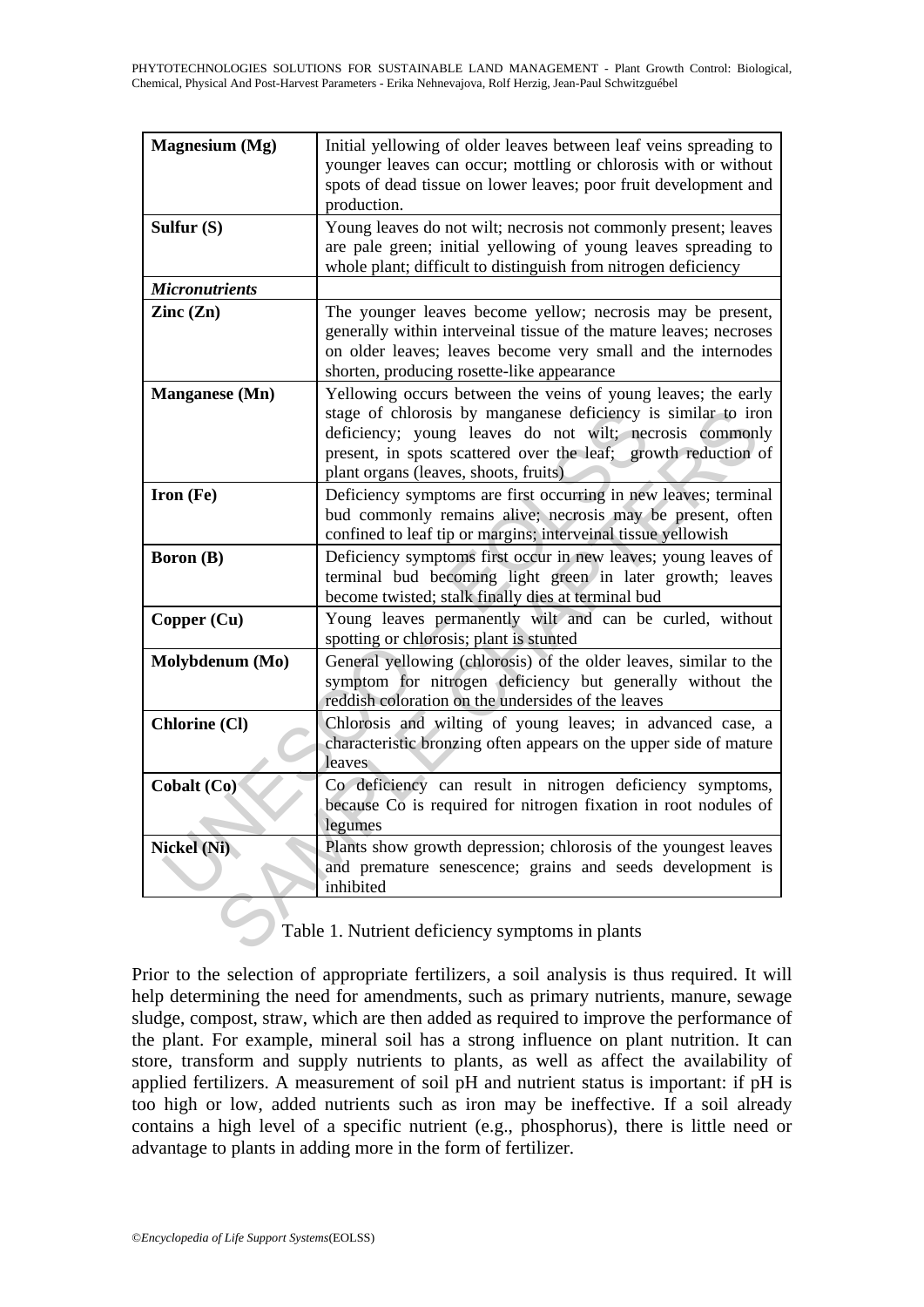| | |
|---|---|
| **Magnesium (Mg)** | Initial yellowing of older leaves between leaf veins spreading to younger leaves can occur; mottling or chlorosis with or without spots of dead tissue on lower leaves; poor fruit development and production. |
| **Sulfur (S)** | Young leaves do not wilt; necrosis not commonly present; leaves are pale green; initial yellowing of young leaves spreading to whole plant; difficult to distinguish from nitrogen deficiency |
| ***Micronutrients*** | |
| **Zinc (Zn)** | The younger leaves become yellow; necrosis may be present, generally within interveinal tissue of the mature leaves; necroses on older leaves; leaves become very small and the internodes shorten, producing rosette-like appearance |
| **Manganese (Mn)** | Yellowing occurs between the veins of young leaves; the early stage of chlorosis by manganese deficiency is similar to iron deficiency; young leaves do not wilt; necrosis commonly present, in spots scattered over the leaf; growth reduction of plant organs (leaves, shoots, fruits) |
| **Iron (Fe)** | Deficiency symptoms are first occurring in new leaves; terminal bud commonly remains alive; necrosis may be present, often confined to leaf tip or margins; interveinal tissue yellowish |
| **Boron (B)** | Deficiency symptoms first occur in new leaves; young leaves of terminal bud becoming light green in later growth; leaves become twisted; stalk finally dies at terminal bud |
| **Copper (Cu)** | Young leaves permanently wilt and can be curled, without spotting or chlorosis; plant is stunted |
| **Molybdenum (Mo)** | General yellowing (chlorosis) of the older leaves, similar to the symptom for nitrogen deficiency but generally without the reddish coloration on the undersides of the leaves |
| **Chlorine (Cl)** | Chlorosis and wilting of young leaves; in advanced case, a characteristic bronzing often appears on the upper side of mature leaves |
| **Cobalt (Co)** | Co deficiency can result in nitrogen deficiency symptoms, because Co is required for nitrogen fixation in root nodules of legumes |
| **Nickel (Ni)** | Plants show growth depression; chlorosis of the youngest leaves and premature senescence; grains and seeds development is inhibited |

Table 1. Nutrient deficiency symptoms in plants

Prior to the selection of appropriate fertilizers, a soil analysis is thus required. It will help determining the need for amendments, such as primary nutrients, manure, sewage sludge, compost, straw, which are then added as required to improve the performance of the plant. For example, mineral soil has a strong influence on plant nutrition. It can store, transform and supply nutrients to plants, as well as affect the availability of applied fertilizers. A measurement of soil pH and nutrient status is important: if pH is too high or low, added nutrients such as iron may be ineffective. If a soil already contains a high level of a specific nutrient (e.g., phosphorus), there is little need or advantage to plants in adding more in the form of fertilizer.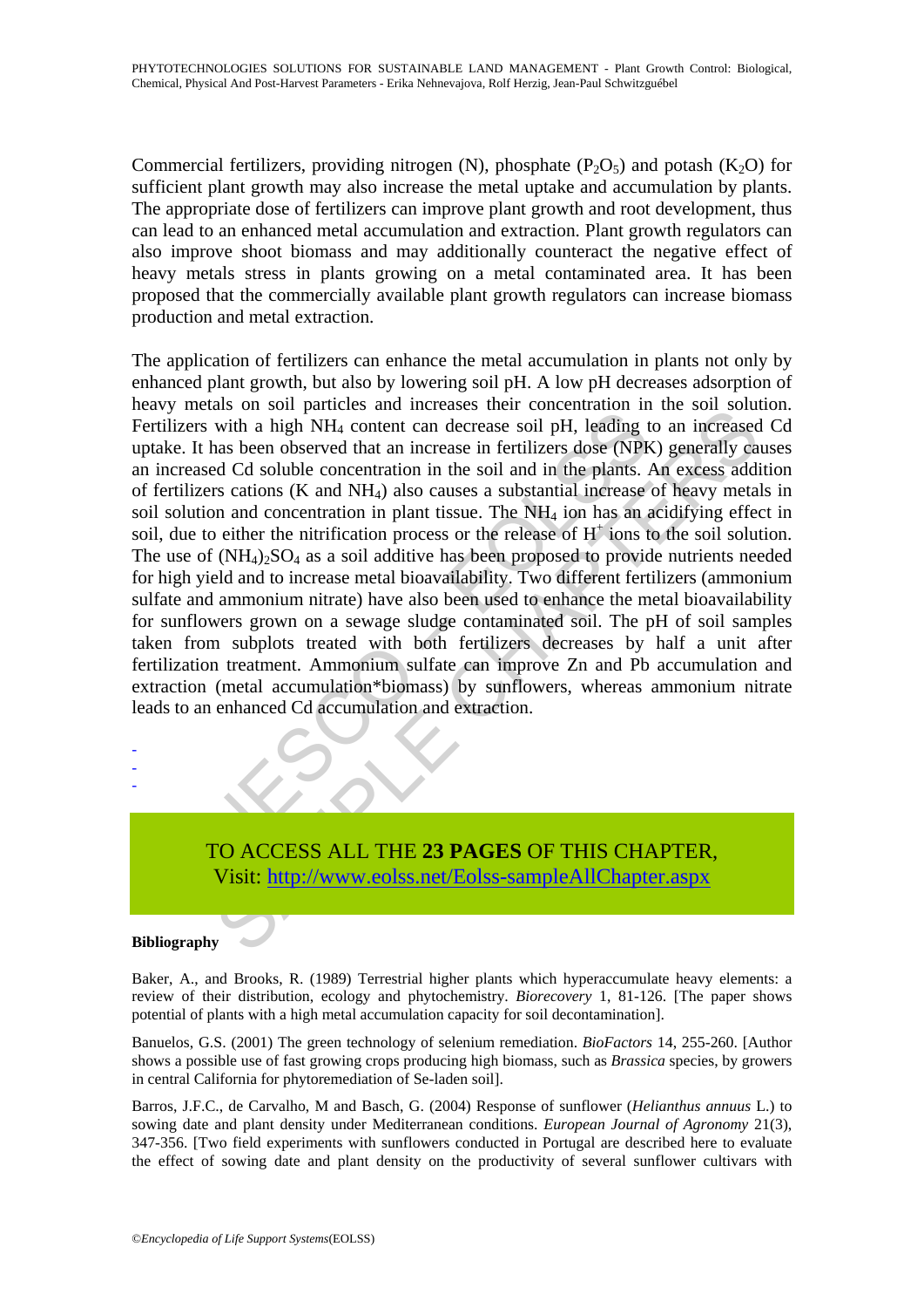Commercial fertilizers, providing nitrogen (N), phosphate ($P_2O_5$) and potash ($K_2O$) for sufficient plant growth may also increase the metal uptake and accumulation by plants. The appropriate dose of fertilizers can improve plant growth and root development, thus can lead to an enhanced metal accumulation and extraction. Plant growth regulators can also improve shoot biomass and may additionally counteract the negative effect of heavy metals stress in plants growing on a metal contaminated area. It has been proposed that the commercially available plant growth regulators can increase biomass production and metal extraction.

The application of fertilizers can enhance the metal accumulation in plants not only by enhanced plant growth, but also by lowering soil pH. A low pH decreases adsorption of heavy metals on soil particles and increases their concentration in the soil solution. Fertilizers with a high $NH_4$ content can decrease soil pH, leading to an increased Cd uptake. It has been observed that an increase in fertilizers dose (NPK) generally causes an increased Cd soluble concentration in the soil and in the plants. An excess addition of fertilizers cations (K and $NH_4$) also causes a substantial increase of heavy metals in soil solution and concentration in plant tissue. The $NH_4$ ion has an acidifying effect in soil, due to either the nitrification process or the release of $H^+$ ions to the soil solution. The use of $(NH_4)_2SO_4$ as a soil additive has been proposed to provide nutrients needed for high yield and to increase metal bioavailability. Two different fertilizers (ammonium sulfate and ammonium nitrate) have also been used to enhance the metal bioavailability for sunflowers grown on a sewage sludge contaminated soil. The pH of soil samples taken from subplots treated with both fertilizers decreases by half a unit after fertilization treatment. Ammonium sulfate can improve Zn and Pb accumulation and extraction (metal accumulation*biomass) by sunflowers, whereas ammonium nitrate leads to an enhanced Cd accumulation and extraction.

-
-
-

TO ACCESS ALL THE **23 PAGES** OF THIS CHAPTER,
Visit: http://www.eolss.net/Eolss-sampleAllChapter.aspx

#### Bibliography

Baker, A., and Brooks, R. (1989) Terrestrial higher plants which hyperaccumulate heavy elements: a review of their distribution, ecology and phytochemistry. *Biorecovery* 1, 81-126. [The paper shows potential of plants with a high metal accumulation capacity for soil decontamination].

Banuelos, G.S. (2001) The green technology of selenium remediation. *BioFactors* 14, 255-260. [Author shows a possible use of fast growing crops producing high biomass, such as *Brassica* species, by growers in central California for phytoremediation of Se-laden soil].

Barros, J.F.C., de Carvalho, M and Basch, G. (2004) Response of sunflower (*Helianthus annuus* L.) to sowing date and plant density under Mediterranean conditions. *European Journal of Agronomy* 21(3), 347-356. [Two field experiments with sunflowers conducted in Portugal are described here to evaluate the effect of sowing date and plant density on the productivity of several sunflower cultivars with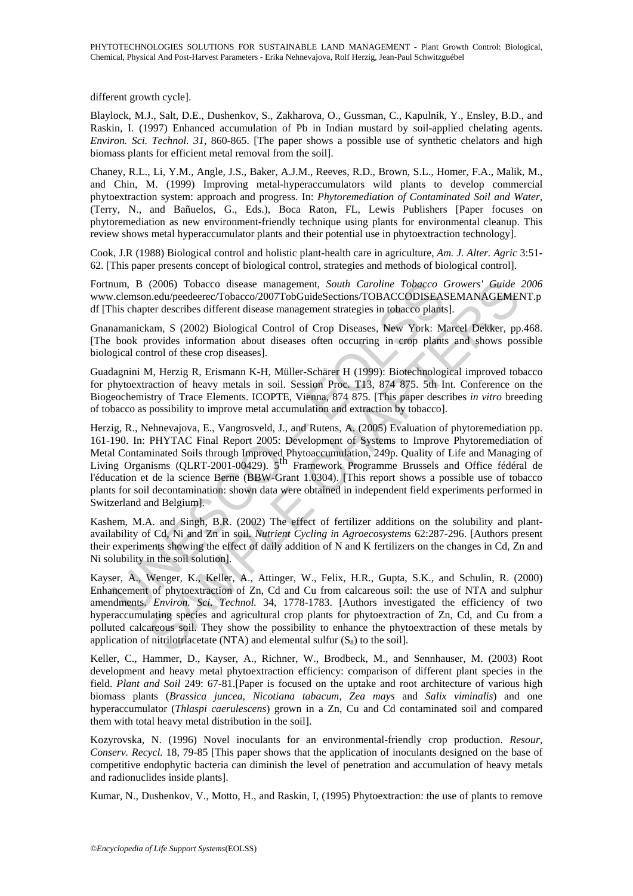different growth cycle].

Blaylock, M.J., Salt, D.E., Dushenkov, S., Zakharova, O., Gussman, C., Kapulnik, Y., Ensley, B.D., and Raskin, I. (1997) Enhanced accumulation of Pb in Indian mustard by soil-applied chelating agents. *Environ. Sci. Technol. 31*, 860-865. [The paper shows a possible use of synthetic chelators and high biomass plants for efficient metal removal from the soil].

Chaney, R.L., Li, Y.M., Angle, J.S., Baker, A.J.M., Reeves, R.D., Brown, S.L., Homer, F.A., Malik, M., and Chin, M. (1999) Improving metal-hyperaccumulators wild plants to develop commercial phytoextraction system: approach and progress. In: *Phytoremediation of Contaminated Soil and Water*, (Terry, N., and Bañuelos, G., Eds.), Boca Raton, FL, Lewis Publishers [Paper focuses on phytoremediation as new environment-friendly technique using plants for environmental cleanup. This review shows metal hyperaccumulator plants and their potential use in phytoextraction technology].

Cook, J.R (1988) Biological control and holistic plant-health care in agriculture, *Am. J. Alter. Agric* 3:51-62. [This paper presents concept of biological control, strategies and methods of biological control].

Fortnum, B (2006) Tobacco disease management, *South Caroline Tobacco Growers' Guide 2006* www.clemson.edu/peedeerec/Tobacco/2007TobGuideSections/TOBACCODISEASEMANAGEMENT.pdf [This chapter describes different disease management strategies in tobacco plants].

Gnanamanickam, S (2002) Biological Control of Crop Diseases, New York: Marcel Dekker, pp.468. [The book provides information about diseases often occurring in crop plants and shows possible biological control of these crop diseases].

Guadagnini M, Herzig R, Erismann K-H, Müller-Schärer H (1999): Biotechnological improved tobacco for phytoextraction of heavy metals in soil. Session Proc. T13, 874 875. 5th Int. Conference on the Biogeochemistry of Trace Elements. ICOPTE, Vienna, 874 875. [This paper describes *in vitro* breeding of tobacco as possibility to improve metal accumulation and extraction by tobacco].

Herzig, R., Nehnevajova, E., Vangrosveld, J., and Rutens, A. (2005) Evaluation of phytoremediation pp. 161-190. In: PHYTAC Final Report 2005: Development of Systems to Improve Phytoremediation of Metal Contaminated Soils through Improved Phytoaccumulation, 249p. Quality of Life and Managing of Living Organisms (QLRT-2001-00429). 5th Framework Programme Brussels and Office fédéral de l'éducation et de la science Berne (BBW-Grant 1.0304). [This report shows a possible use of tobacco plants for soil decontamination: shown data were obtained in independent field experiments performed in Switzerland and Belgium].

Kashem, M.A. and Singh, B.R. (2002) The effect of fertilizer additions on the solubility and plant-availability of Cd, Ni and Zn in soil. *Nutrient Cycling in Agroecosystems* 62:287-296. [Authors present their experiments showing the effect of daily addition of N and K fertilizers on the changes in Cd, Zn and Ni solubility in the soil solution].

Kayser, A., Wenger, K., Keller, A., Attinger, W., Felix, H.R., Gupta, S.K., and Schulin, R. (2000) Enhancement of phytoextraction of Zn, Cd and Cu from calcareous soil: the use of NTA and sulphur amendments. *Environ. Sci. Technol.* 34, 1778-1783. [Authors investigated the efficiency of two hyperaccumulating species and agricultural crop plants for phytoextraction of Zn, Cd, and Cu from a polluted calcareous soil. They show the possibility to enhance the phytoextraction of these metals by application of nitrilotriacetate (NTA) and elemental sulfur ($S_8$) to the soil].

Keller, C., Hammer, D., Kayser, A., Richner, W., Brodbeck, M., and Sennhauser, M. (2003) Root development and heavy metal phytoextraction efficiency: comparison of different plant species in the field. *Plant and Soil* 249: 67-81.[Paper is focused on the uptake and root architecture of various high biomass plants (*Brassica juncea, Nicotiana tabacum, Zea mays* and *Salix viminalis*) and one hyperaccumulator (*Thlaspi caerulescens*) grown in a Zn, Cu and Cd contaminated soil and compared them with total heavy metal distribution in the soil].

Kozyrovska, N. (1996) Novel inoculants for an environmental-friendly crop production. *Resour, Conserv. Recycl.* 18, 79-85 [This paper shows that the application of inoculants designed on the base of competitive endophytic bacteria can diminish the level of penetration and accumulation of heavy metals and radionuclides inside plants].

Kumar, N., Dushenkov, V., Motto, H., and Raskin, I, (1995) Phytoextraction: the use of plants to remove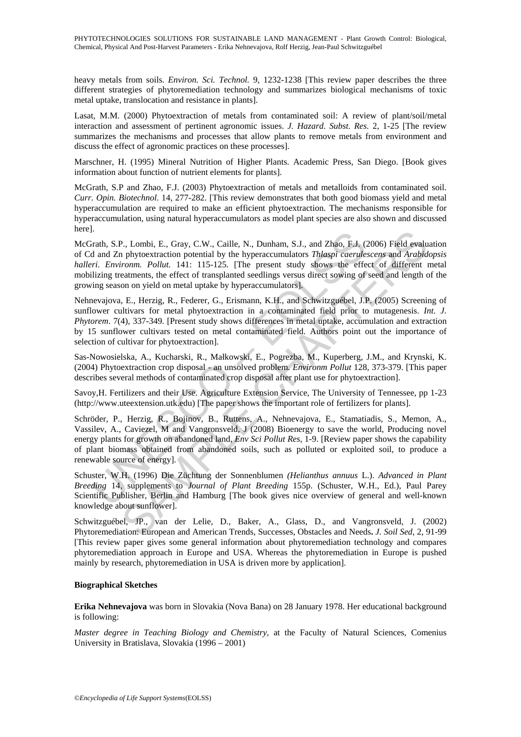heavy metals from soils. *Environ. Sci. Technol.* 9, 1232-1238 [This review paper describes the three different strategies of phytoremediation technology and summarizes biological mechanisms of toxic metal uptake, translocation and resistance in plants].

Lasat, M.M. (2000) Phytoextraction of metals from contaminated soil: A review of plant/soil/metal interaction and assessment of pertinent agronomic issues. *J. Hazard. Subst. Res.* 2, 1-25 [The review summarizes the mechanisms and processes that allow plants to remove metals from environment and discuss the effect of agronomic practices on these processes].

Marschner, H. (1995) Mineral Nutrition of Higher Plants. Academic Press, San Diego. [Book gives information about function of nutrient elements for plants].

McGrath, S.P and Zhao, F.J. (2003) Phytoextraction of metals and metalloids from contaminated soil. *Curr. Opin. Biotechnol.* 14, 277-282. [This review demonstrates that both good biomass yield and metal hyperaccumulation are required to make an efficient phytoextraction. The mechanisms responsible for hyperaccumulation, using natural hyperaccumulators as model plant species are also shown and discussed here].

McGrath, S.P., Lombi, E., Gray, C.W., Caille, N., Dunham, S.J., and Zhao, F.J. (2006) Field evaluation of Cd and Zn phytoextraction potential by the hyperaccumulators *Thlaspi caerulescens* and *Arabidopsis halleri*. *Environm. Pollut.* 141: 115-125. [The present study shows the effect of different metal mobilizing treatments, the effect of transplanted seedlings versus direct sowing of seed and length of the growing season on yield on metal uptake by hyperaccumulators].

Nehnevajova, E., Herzig, R., Federer, G., Erismann, K.H., and Schwitzguébel, J.P. (2005) Screening of sunflower cultivars for metal phytoextraction in a contaminated field prior to mutagenesis. *Int. J. Phytorem*. 7(4), 337-349. [Present study shows differences in metal uptake, accumulation and extraction by 15 sunflower cultivars tested on metal contaminated field. Authors point out the importance of selection of cultivar for phytoextraction].

Sas-Nowosielska, A., Kucharski, R., Małkowski, E., Pogrezba, M., Kuperberg, J.M., and Krynski, K. (2004) Phytoextraction crop disposal - an unsolved problem. *Environm Pollut* 128, 373-379. [This paper describes several methods of contaminated crop disposal after plant use for phytoextraction].

Savoy,H. Fertilizers and their Use. Agriculture Extension Service, The University of Tennessee, pp 1-23 (http://www.uteextension.utk.edu) [The paper shows the important role of fertilizers for plants].

Schröder, P., Herzig, R., Bojinov, B., Ruttens, A., Nehnevajova, E., Stamatiadis, S., Memon, A., Vassilev, A., Caviezel, M and Vangronsveld, J (2008) Bioenergy to save the world, Producing novel energy plants for growth on abandoned land, *Env Sci Pollut Res*, 1-9. [Review paper shows the capability of plant biomass obtained from abandoned soils, such as polluted or exploited soil, to produce a renewable source of energy].

Schuster, W.H. (1996) Die Züchtung der Sonnenblumen *(Helianthus annuus* L.). *Advanced in Plant Breeding* 14, supplements to *Journal of Plant Breeding* 155p. (Schuster, W.H., Ed.), Paul Parey Scientific Publisher, Berlin and Hamburg [The book gives nice overview of general and well-known knowledge about sunflower].

Schwitzguébel, JP., van der Lelie, D., Baker, A., Glass, D., and Vangronsveld, J. (2002) Phytoremediation: European and American Trends, Successes, Obstacles and Needs**.** *J. Soil Sed*, 2, 91-99 [This review paper gives some general information about phytoremediation technology and compares phytoremediation approach in Europe and USA. Whereas the phytoremediation in Europe is pushed mainly by research, phytoremediation in USA is driven more by application].

**Biographical Sketches**

**Erika Nehnevajova** was born in Slovakia (Nova Bana) on 28 January 1978. Her educational background is following:

*Master degree in Teaching Biology and Chemistry*, at the Faculty of Natural Sciences, Comenius University in Bratislava, Slovakia (1996 – 2001)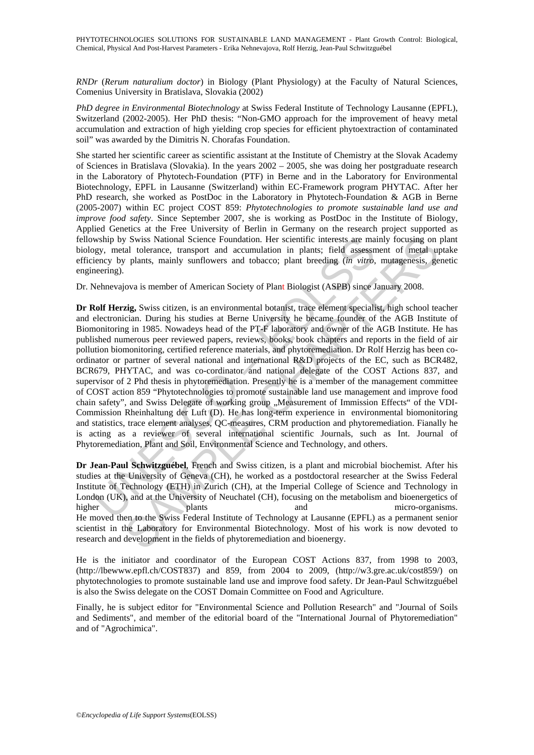*RNDr* (*Rerum naturalium doctor*) in Biology (Plant Physiology) at the Faculty of Natural Sciences, Comenius University in Bratislava, Slovakia (2002)

*PhD degree in Environmental Biotechnology* at Swiss Federal Institute of Technology Lausanne (EPFL), Switzerland (2002-2005). Her PhD thesis: "Non-GMO approach for the improvement of heavy metal accumulation and extraction of high yielding crop species for efficient phytoextraction of contaminated soil" was awarded by the Dimitris N. Chorafas Foundation.

She started her scientific career as scientific assistant at the Institute of Chemistry at the Slovak Academy of Sciences in Bratislava (Slovakia). In the years 2002 – 2005, she was doing her postgraduate research in the Laboratory of Phytotech-Foundation (PTF) in Berne and in the Laboratory for Environmental Biotechnology, EPFL in Lausanne (Switzerland) within EC-Framework program PHYTAC. After her PhD research, she worked as PostDoc in the Laboratory in Phytotech-Foundation & AGB in Berne (2005-2007) within EC project COST 859: *Phytotechnologies to promote sustainable land use and improve food safety*. Since September 2007, she is working as PostDoc in the Institute of Biology, Applied Genetics at the Free University of Berlin in Germany on the research project supported as fellowship by Swiss National Science Foundation. Her scientific interests are mainly focusing on plant biology, metal tolerance, transport and accumulation in plants; field assessment of metal uptake efficiency by plants, mainly sunflowers and tobacco; plant breeding (*in vitro*, mutagenesis, genetic engineering).

Dr. Nehnevajova is member of American Society of Plant Biologist (ASPB) since January 2008.

**Dr Rolf Herzig,** Swiss citizen, is an environmental botanist, trace element specialist, high school teacher and electronician. During his studies at Berne University he became founder of the AGB Institute of Biomonitoring in 1985. Nowadeys head of the PT-F laboratory and owner of the AGB Institute. He has published numerous peer reviewed papers, reviews, books, book chapters and reports in the field of air pollution biomonitoring, certified reference materials, and phytoremediation. Dr Rolf Herzig has been co-ordinator or partner of several national and international R&D projects of the EC, such as BCR482, BCR679, PHYTAC, and was co-ordinator and national delegate of the COST Actions 837, and supervisor of 2 Phd thesis in phytoremediation. Presently he is a member of the management committee of COST action 859 "Phytotechnologies to promote sustainable land use management and improve food chain safety", and Swiss Delegate of working group „Measurement of Immission Effects" of the VDI-Commission Rheinhaltung der Luft (D). He has long-term experience in environmental biomonitoring and statistics, trace element analyses, QC-measures, CRM production and phytoremediation. Fianally he is acting as a reviewer of several international scientific Journals, such as Int. Journal of Phytoremediation, Plant and Soil, Environmental Science and Technology, and others.

**Dr Jean-Paul Schwitzguébel**, French and Swiss citizen, is a plant and microbial biochemist. After his studies at the University of Geneva (CH), he worked as a postdoctoral researcher at the Swiss Federal Institute of Technology (ETH) in Zurich (CH), at the Imperial College of Science and Technology in London (UK), and at the University of Neuchatel (CH), focusing on the metabolism and bioenergetics of higher plants and micro-organisms.
He moved then to the Swiss Federal Institute of Technology at Lausanne (EPFL) as a permanent senior scientist in the Laboratory for Environmental Biotechnology. Most of his work is now devoted to research and development in the fields of phytoremediation and bioenergy.

He is the initiator and coordinator of the European COST Actions 837, from 1998 to 2003, (http://lbewww.epfl.ch/COST837) and 859, from 2004 to 2009, (http://w3.gre.ac.uk/cost859/) on phytotechnologies to promote sustainable land use and improve food safety. Dr Jean-Paul Schwitzguébel is also the Swiss delegate on the COST Domain Committee on Food and Agriculture.

Finally, he is subject editor for "Environmental Science and Pollution Research" and "Journal of Soils and Sediments", and member of the editorial board of the "International Journal of Phytoremediation" and of "Agrochimica".